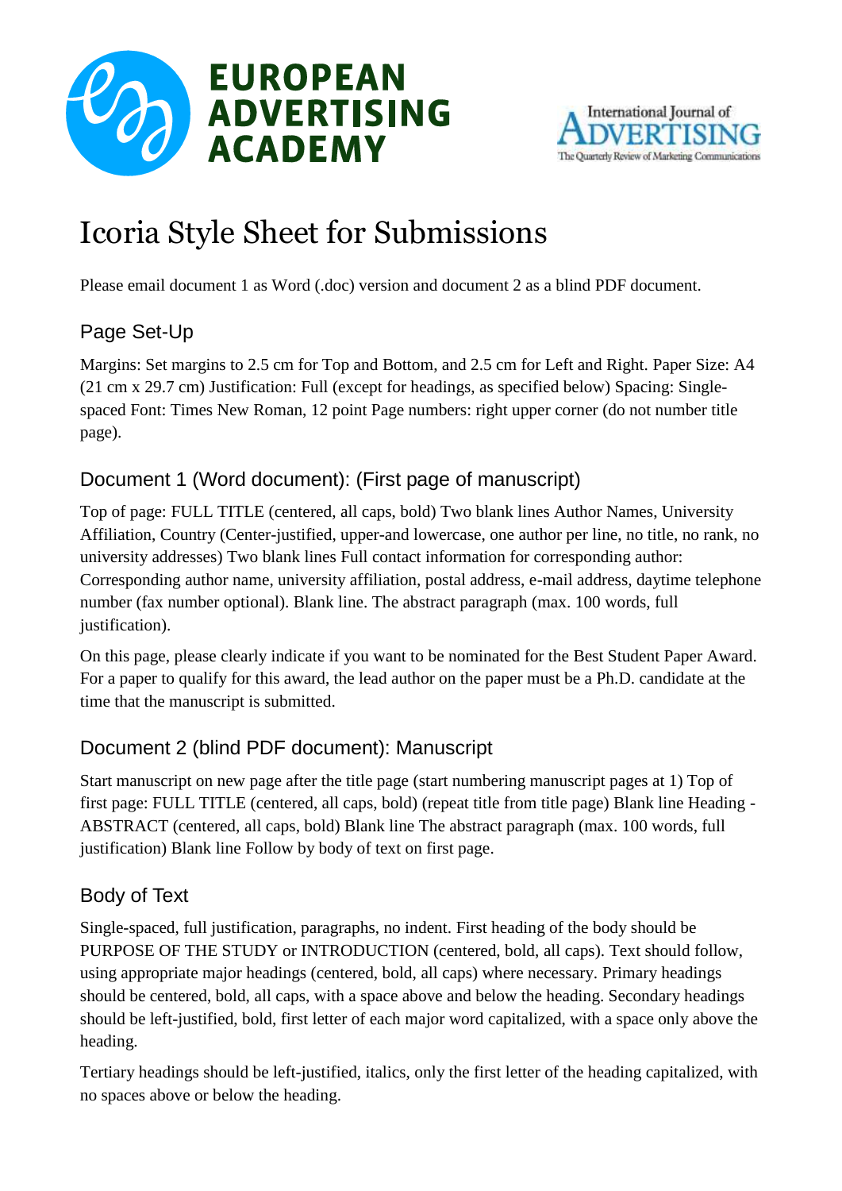# Icoria Style Sheet for Submissions

Please email document 1 as Word (.doc) version and document 2 as a blind PDF document.

## Page Set-Up

Margins: Set margins to 2.5 cm for Top and Bottom, and 2.5 cm for Left and Right. Paper Size: A4 (21 cm x 29.7 cm) Justification: Full (except for headings, as specified below) Spacing: Single-spaced Font: Times New Roman, 12 point Page numbers: right upper corner (do not number title page).

## Document 1 (Word document): (First page of manuscript)

Top of page: FULL TITLE (centered, all caps, bold) Two blank lines Author Names, University Affiliation, Country (Center-justified, upper-and lowercase, one author per line, no title, no rank, no university addresses) Two blank lines Full contact information for corresponding author: Corresponding author name, university affiliation, postal address, e-mail address, daytime telephone number (fax number optional). Blank line. The abstract paragraph (max. 100 words, full justification).

On this page, please clearly indicate if you want to be nominated for the Best Student Paper Award. For a paper to qualify for this award, the lead author on the paper must be a Ph.D. candidate at the time that the manuscript is submitted.

## Document 2 (blind PDF document): Manuscript

Start manuscript on new page after the title page (start numbering manuscript pages at 1) Top of first page: FULL TITLE (centered, all caps, bold) (repeat title from title page) Blank line Heading - ABSTRACT (centered, all caps, bold) Blank line The abstract paragraph (max. 100 words, full justification) Blank line Follow by body of text on first page.

## Body of Text

Single-spaced, full justification, paragraphs, no indent. First heading of the body should be PURPOSE OF THE STUDY or INTRODUCTION (centered, bold, all caps). Text should follow, using appropriate major headings (centered, bold, all caps) where necessary. Primary headings should be centered, bold, all caps, with a space above and below the heading. Secondary headings should be left-justified, bold, first letter of each major word capitalized, with a space only above the heading.

Tertiary headings should be left-justified, italics, only the first letter of the heading capitalized, with no spaces above or below the heading.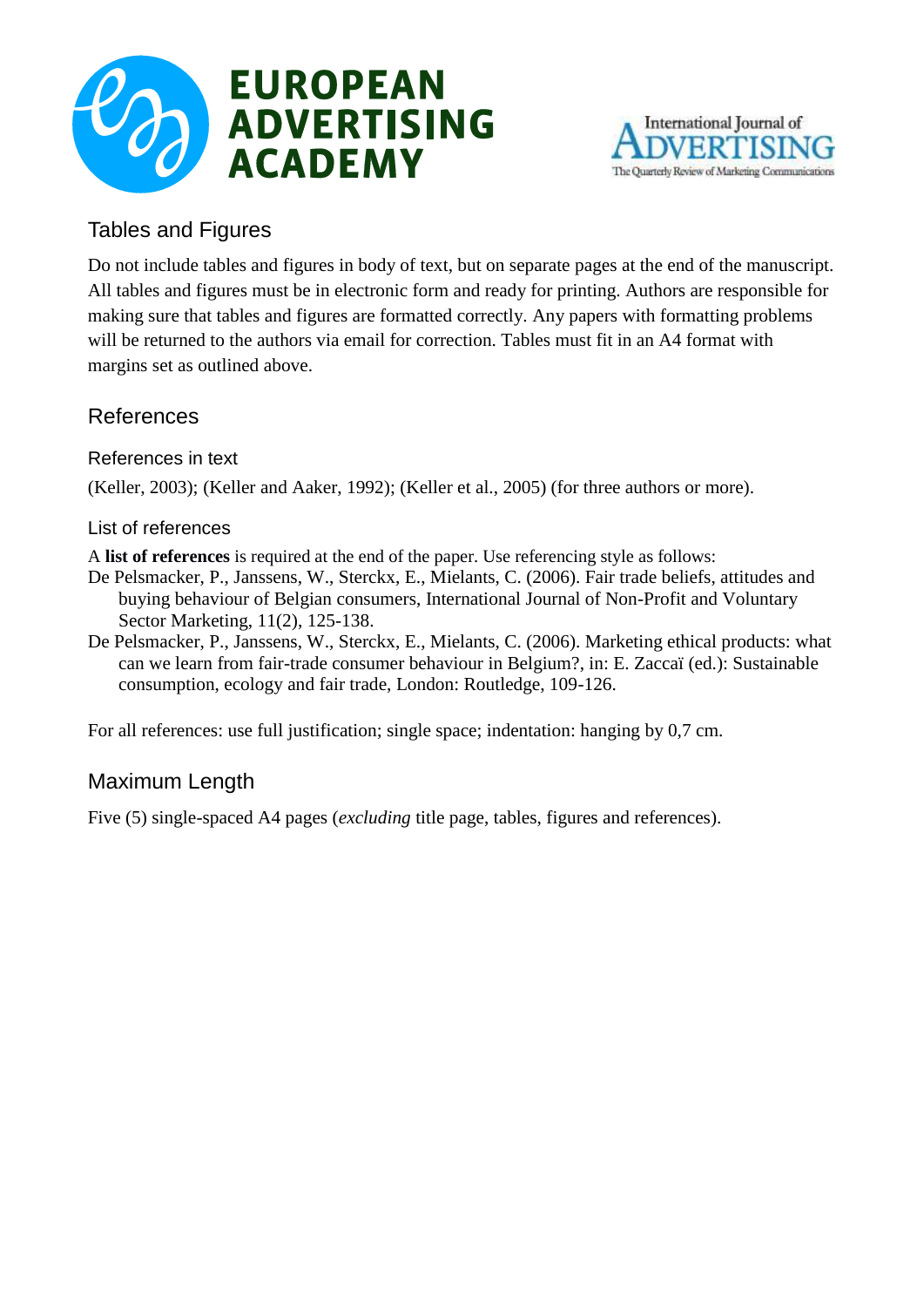## Tables and Figures

Do not include tables and figures in body of text, but on separate pages at the end of the manuscript. All tables and figures must be in electronic form and ready for printing. Authors are responsible for making sure that tables and figures are formatted correctly. Any papers with formatting problems will be returned to the authors via email for correction. Tables must fit in an A4 format with margins set as outlined above.

## References

### References in text

(Keller, 2003); (Keller and Aaker, 1992); (Keller et al., 2005) (for three authors or more).

### List of references

A **list of references** is required at the end of the paper. Use referencing style as follows:

De Pelsmacker, P., Janssens, W., Sterckx, E., Mielants, C. (2006). Fair trade beliefs, attitudes and buying behaviour of Belgian consumers, International Journal of Non-Profit and Voluntary Sector Marketing, 11(2), 125-138.

De Pelsmacker, P., Janssens, W., Sterckx, E., Mielants, C. (2006). Marketing ethical products: what can we learn from fair-trade consumer behaviour in Belgium?, in: E. Zaccaï (ed.): Sustainable consumption, ecology and fair trade, London: Routledge, 109-126.

For all references: use full justification; single space; indentation: hanging by 0,7 cm.

## Maximum Length

Five (5) single-spaced A4 pages (*excluding* title page, tables, figures and references).